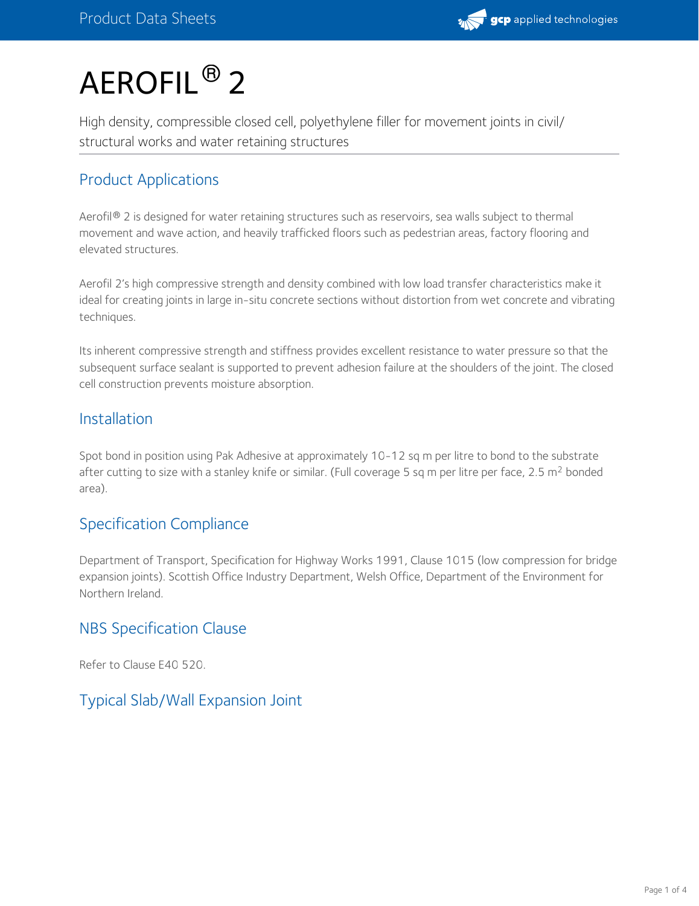# AEROFIL® 2

High density, compressible closed cell, polyethylene filler for movement joints in civil/structural works and water retaining structures

## Product Applications

Aerofil® 2 is designed for water retaining structures such as reservoirs, sea walls subject to thermal movement and wave action, and heavily trafficked floors such as pedestrian areas, factory flooring and elevated structures.

Aerofil 2's high compressive strength and density combined with low load transfer characteristics make it ideal for creating joints in large in-situ concrete sections without distortion from wet concrete and vibrating techniques.

Its inherent compressive strength and stiffness provides excellent resistance to water pressure so that the subsequent surface sealant is supported to prevent adhesion failure at the shoulders of the joint. The closed cell construction prevents moisture absorption.

## Installation

Spot bond in position using Pak Adhesive at approximately 10-12 sq m per litre to bond to the substrate after cutting to size with a stanley knife or similar. (Full coverage 5 sq m per litre per face, 2.5 $m^2$ bonded area).

## Specification Compliance

Department of Transport, Specification for Highway Works 1991, Clause 1015 (low compression for bridge expansion joints). Scottish Office Industry Department, Welsh Office, Department of the Environment for Northern Ireland.

## NBS Specification Clause

Refer to Clause E40 520.

## Typical Slab/Wall Expansion Joint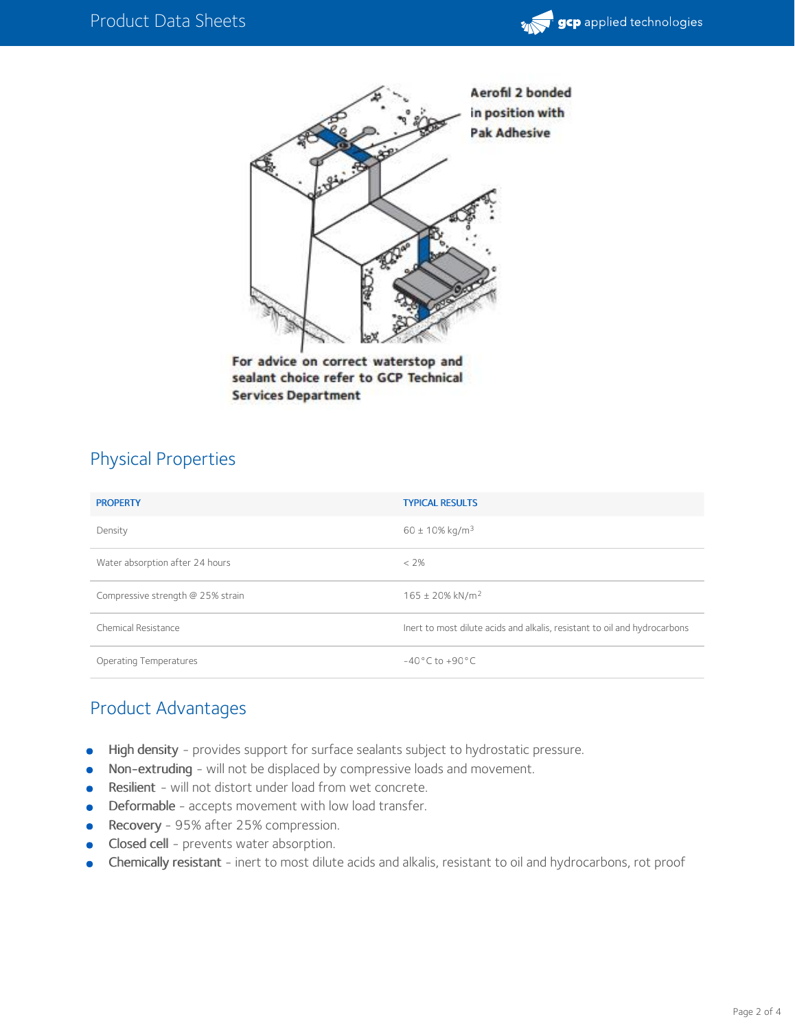Aerofil 2 bonded in position with Pak Adhesive

For advice on correct waterstop and sealant choice refer to GCP Technical Services Department

## Physical Properties

| PROPERTY | TYPICAL RESULTS |
| --- | --- |
| Density | 60 ± 10% kg/m$^3$ |
| Water absorption after 24 hours | < 2% |
| Compressive strength @ 25% strain | 165 ± 20% kN/m$^2$ |
| Chemical Resistance | Inert to most dilute acids and alkalis, resistant to oil and hydrocarbons |
| Operating Temperatures | -40°C to +90°C |

## Product Advantages

- **High density** - provides support for surface sealants subject to hydrostatic pressure.
- **Non-extruding** - will not be displaced by compressive loads and movement.
- **Resilient** - will not distort under load from wet concrete.
- **Deformable** - accepts movement with low load transfer.
- **Recovery** - 95% after 25% compression.
- **Closed cell** - prevents water absorption.
- **Chemically resistant** - inert to most dilute acids and alkalis, resistant to oil and hydrocarbons, rot proof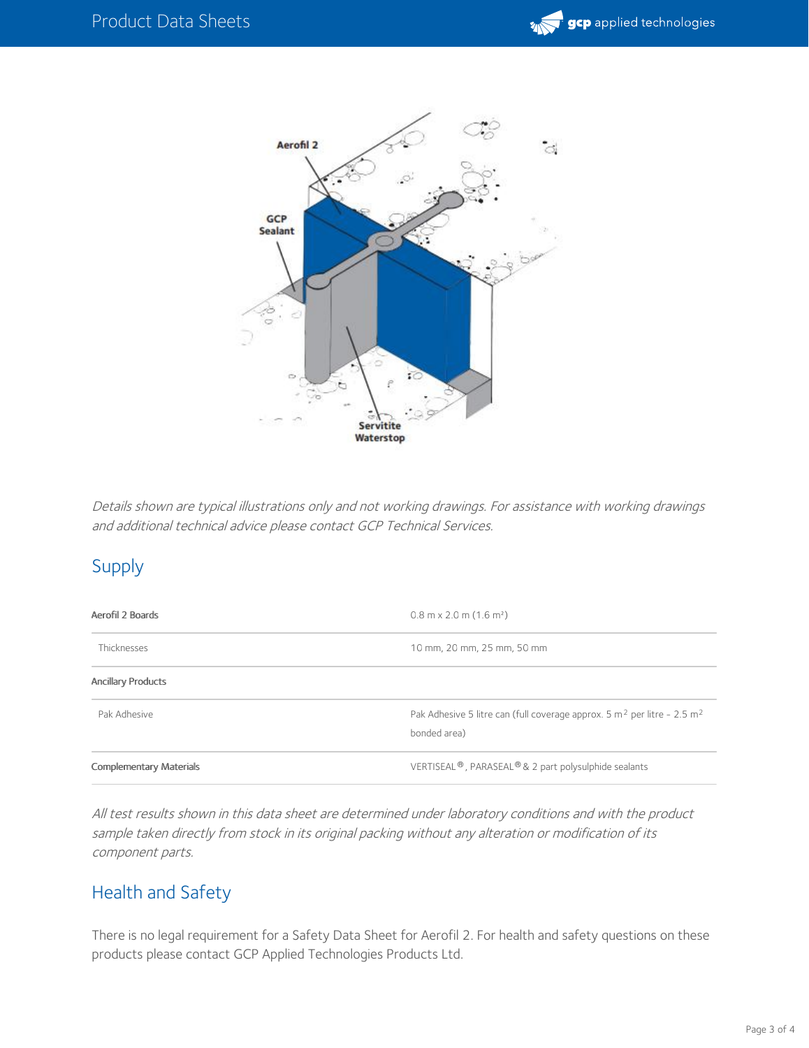*Details shown are typical illustrations only and not working drawings. For assistance with working drawings and additional technical advice please contact GCP Technical Services.*

## Supply

| | |
|---|---|
| **Aerofil 2 Boards** | 0.8 m x 2.0 m (1.6 m²) |
| Thicknesses | 10 mm, 20 mm, 25 mm, 50 mm |
| **Ancillary Products** | |
| Pak Adhesive | Pak Adhesive 5 litre can (full coverage approx. 5 m² per litre - 2.5 m² bonded area) |
| **Complementary Materials** | VERTISEAL®, PARASEAL® & 2 part polysulphide sealants |

*All test results shown in this data sheet are determined under laboratory conditions and with the product sample taken directly from stock in its original packing without any alteration or modification of its component parts.*

## Health and Safety

There is no legal requirement for a Safety Data Sheet for Aerofil 2. For health and safety questions on these products please contact GCP Applied Technologies Products Ltd.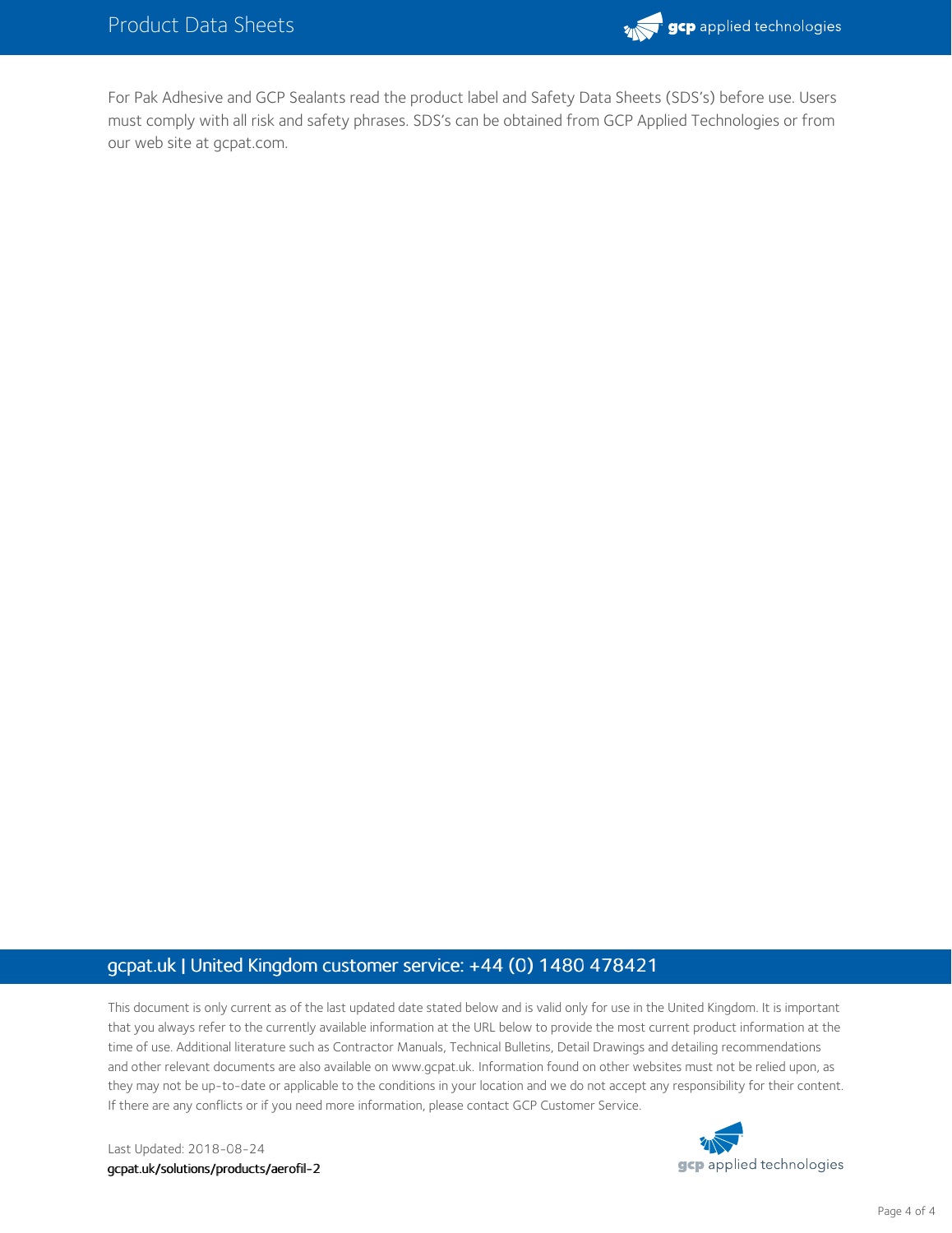For Pak Adhesive and GCP Sealants read the product label and Safety Data Sheets (SDS's) before use. Users must comply with all risk and safety phrases. SDS's can be obtained from GCP Applied Technologies or from our web site at gcpat.com.

## gcpat.uk | United Kingdom customer service: +44 (0) 1480 478421

This document is only current as of the last updated date stated below and is valid only for use in the United Kingdom. It is important that you always refer to the currently available information at the URL below to provide the most current product information at the time of use. Additional literature such as Contractor Manuals, Technical Bulletins, Detail Drawings and detailing recommendations and other relevant documents are also available on www.gcpat.uk. Information found on other websites must not be relied upon, as they may not be up-to-date or applicable to the conditions in your location and we do not accept any responsibility for their content. If there are any conflicts or if you need more information, please contact GCP Customer Service.

Last Updated: 2018-08-24

**gcpat.uk/solutions/products/aerofil-2**